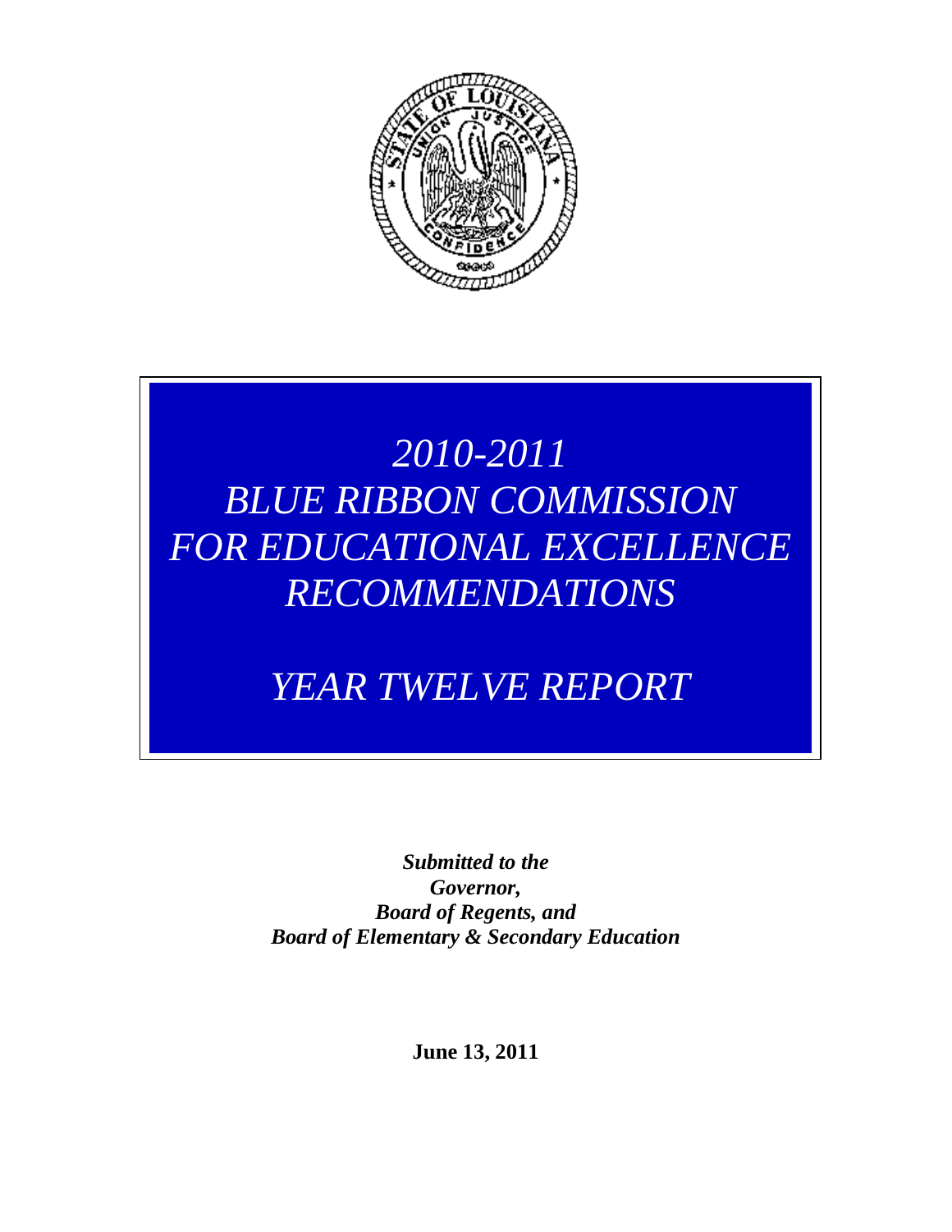# *2010-2011 BLUE RIBBON COMMISSION FOR EDUCATIONAL EXCELLENCE RECOMMENDATIONS*

## *YEAR TWELVE REPORT*

***Submitted to the***
***Governor,***
***Board of Regents, and***
***Board of Elementary & Secondary Education***

**June 13, 2011**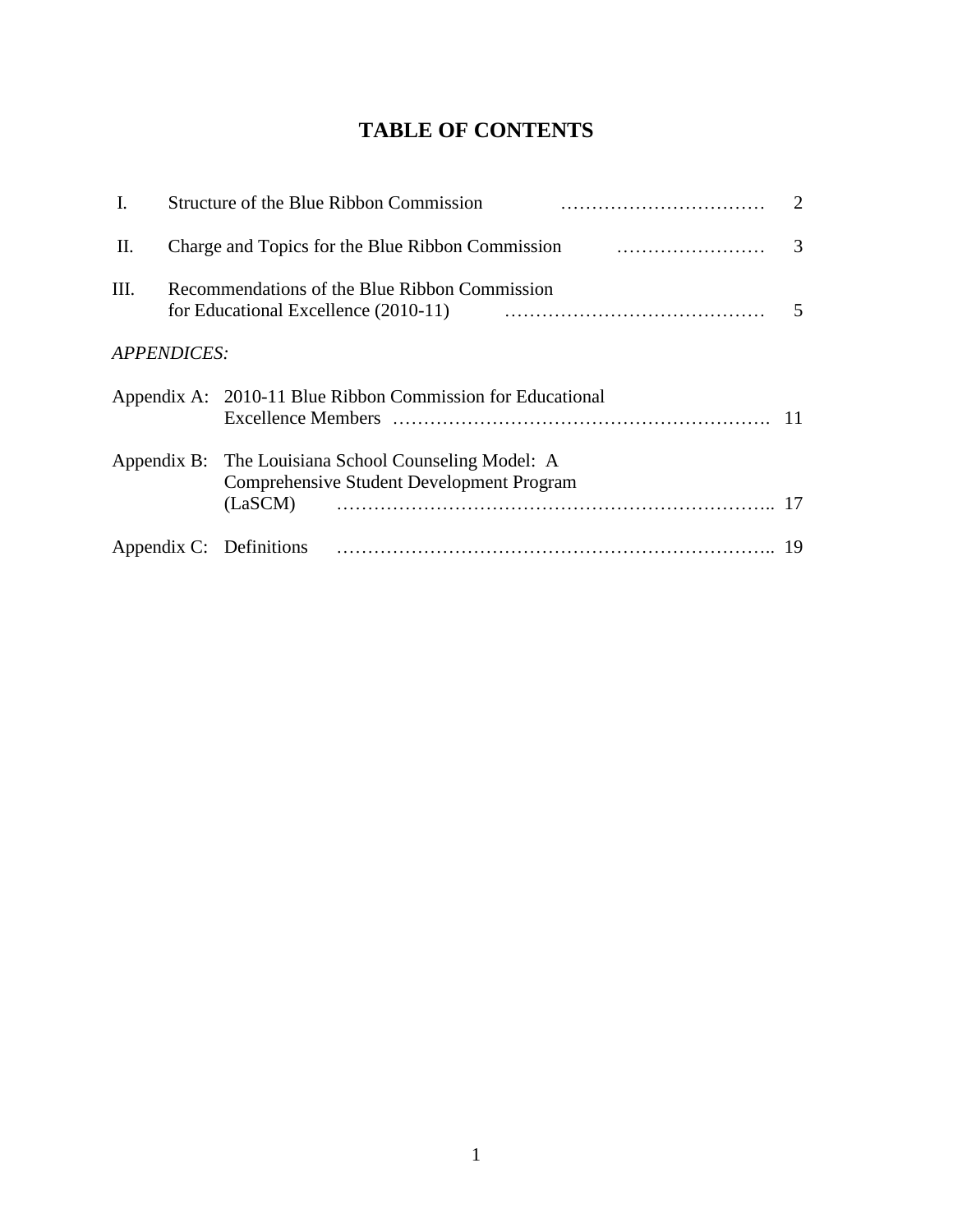# TABLE OF CONTENTS

| | | |
|---|---|---|
| I. | Structure of the Blue Ribbon Commission | 2 |
| II. | Charge and Topics for the Blue Ribbon Commission | 3 |
| III. | Recommendations of the Blue Ribbon Commission for Educational Excellence (2010-11) | 5 |

*APPENDICES:*

| | | |
|---|---|---|
| Appendix A: | 2010-11 Blue Ribbon Commission for Educational Excellence Members | 11 |
| Appendix B: | The Louisiana School Counseling Model: A Comprehensive Student Development Program (LaSCM) | 17 |
| Appendix C: | Definitions | 19 |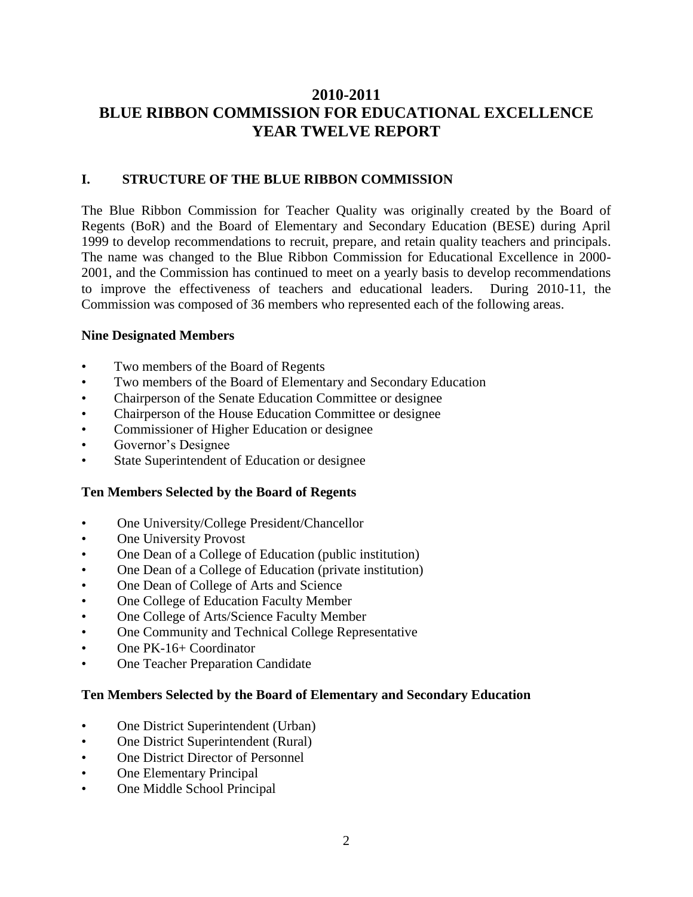# 2010-2011 BLUE RIBBON COMMISSION FOR EDUCATIONAL EXCELLENCE YEAR TWELVE REPORT

## I. STRUCTURE OF THE BLUE RIBBON COMMISSION

The Blue Ribbon Commission for Teacher Quality was originally created by the Board of Regents (BoR) and the Board of Elementary and Secondary Education (BESE) during April 1999 to develop recommendations to recruit, prepare, and retain quality teachers and principals. The name was changed to the Blue Ribbon Commission for Educational Excellence in 2000-2001, and the Commission has continued to meet on a yearly basis to develop recommendations to improve the effectiveness of teachers and educational leaders. During 2010-11, the Commission was composed of 36 members who represented each of the following areas.

### Nine Designated Members

- Two members of the Board of Regents
- Two members of the Board of Elementary and Secondary Education
- Chairperson of the Senate Education Committee or designee
- Chairperson of the House Education Committee or designee
- Commissioner of Higher Education or designee
- Governor's Designee
- State Superintendent of Education or designee

### Ten Members Selected by the Board of Regents

- One University/College President/Chancellor
- One University Provost
- One Dean of a College of Education (public institution)
- One Dean of a College of Education (private institution)
- One Dean of College of Arts and Science
- One College of Education Faculty Member
- One College of Arts/Science Faculty Member
- One Community and Technical College Representative
- One PK-16+ Coordinator
- One Teacher Preparation Candidate

### Ten Members Selected by the Board of Elementary and Secondary Education

- One District Superintendent (Urban)
- One District Superintendent (Rural)
- One District Director of Personnel
- One Elementary Principal
- One Middle School Principal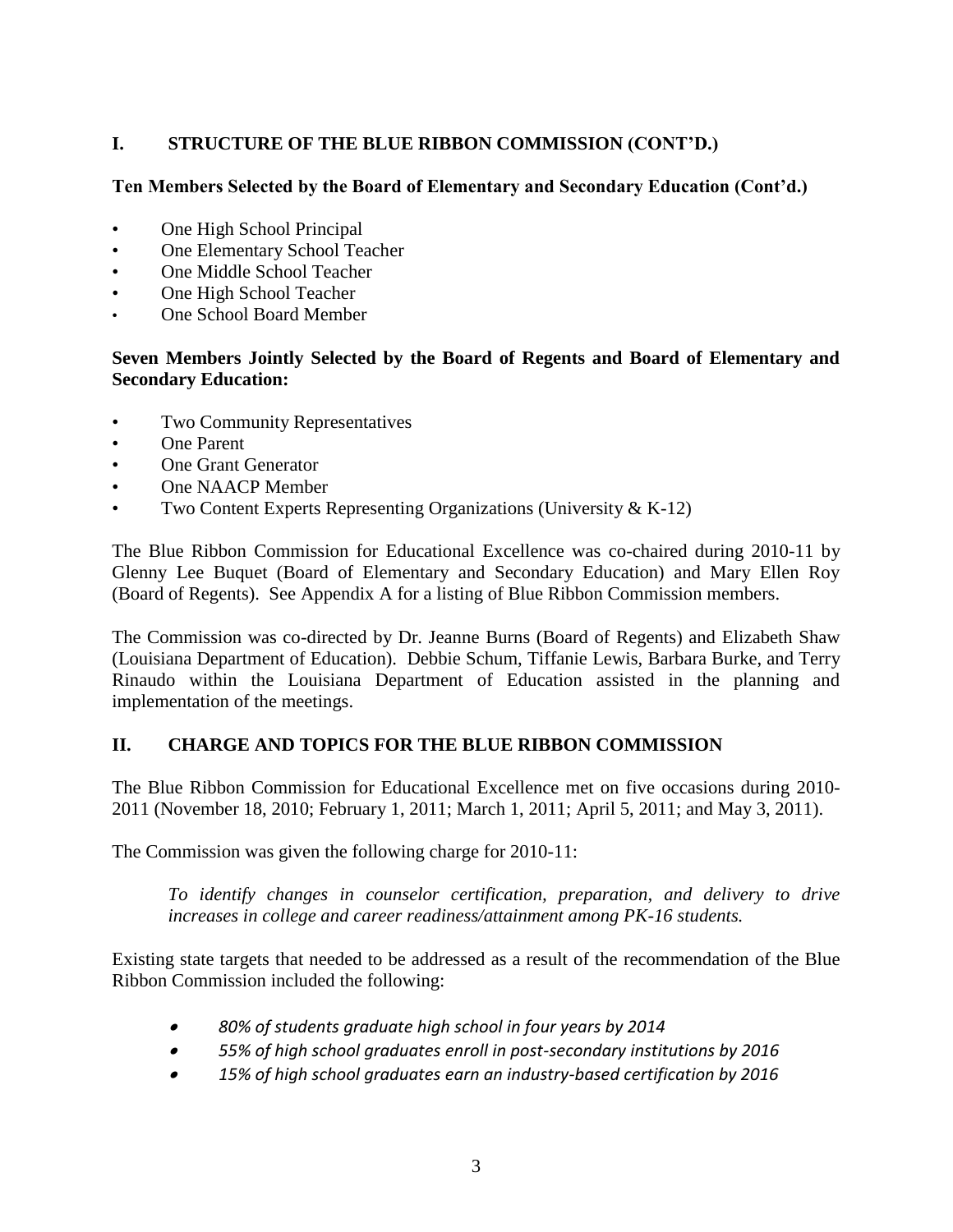## I. STRUCTURE OF THE BLUE RIBBON COMMISSION (CONT'D.)

### Ten Members Selected by the Board of Elementary and Secondary Education (Cont'd.)

- One High School Principal
- One Elementary School Teacher
- One Middle School Teacher
- One High School Teacher
- One School Board Member

### Seven Members Jointly Selected by the Board of Regents and Board of Elementary and Secondary Education:

- Two Community Representatives
- One Parent
- One Grant Generator
- One NAACP Member
- Two Content Experts Representing Organizations (University & K-12)

The Blue Ribbon Commission for Educational Excellence was co-chaired during 2010-11 by Glenny Lee Buquet (Board of Elementary and Secondary Education) and Mary Ellen Roy (Board of Regents). See Appendix A for a listing of Blue Ribbon Commission members.

The Commission was co-directed by Dr. Jeanne Burns (Board of Regents) and Elizabeth Shaw (Louisiana Department of Education). Debbie Schum, Tiffanie Lewis, Barbara Burke, and Terry Rinaudo within the Louisiana Department of Education assisted in the planning and implementation of the meetings.

## II. CHARGE AND TOPICS FOR THE BLUE RIBBON COMMISSION

The Blue Ribbon Commission for Educational Excellence met on five occasions during 2010-2011 (November 18, 2010; February 1, 2011; March 1, 2011; April 5, 2011; and May 3, 2011).

The Commission was given the following charge for 2010-11:

> *To identify changes in counselor certification, preparation, and delivery to drive increases in college and career readiness/attainment among PK-16 students.*

Existing state targets that needed to be addressed as a result of the recommendation of the Blue Ribbon Commission included the following:

- *80% of students graduate high school in four years by 2014*
- *55% of high school graduates enroll in post-secondary institutions by 2016*
- *15% of high school graduates earn an industry-based certification by 2016*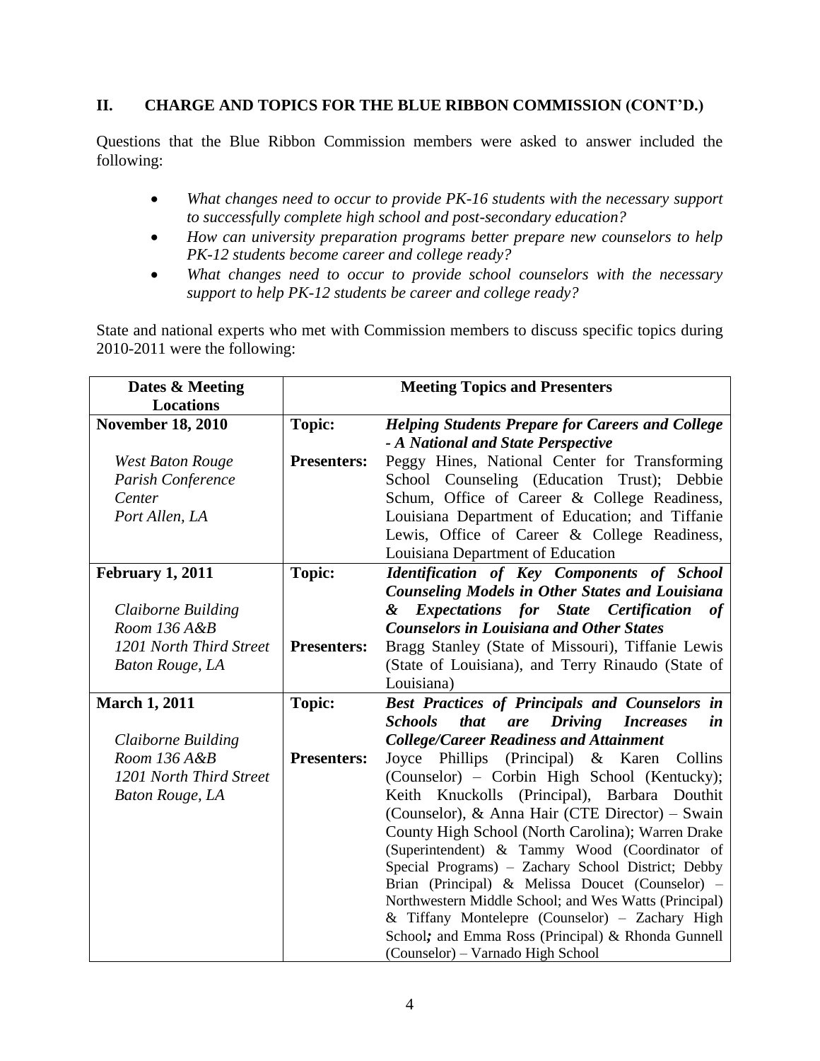## II. CHARGE AND TOPICS FOR THE BLUE RIBBON COMMISSION (CONT'D.)

Questions that the Blue Ribbon Commission members were asked to answer included the following:

- *What changes need to occur to provide PK-16 students with the necessary support to successfully complete high school and post-secondary education?*
- *How can university preparation programs better prepare new counselors to help PK-12 students become career and college ready?*
- *What changes need to occur to provide school counselors with the necessary support to help PK-12 students be career and college ready?*

State and national experts who met with Commission members to discuss specific topics during 2010-2011 were the following:

| Dates & Meeting Locations | Meeting Topics and Presenters | |
|---|---|---|
| **November 18, 2010**<br><br>*West Baton Rouge Parish Conference Center*<br>*Port Allen, LA* | **Topic:**<br><br>**Presenters:** | ***Helping Students Prepare for Careers and College - A National and State Perspective***<br><br>Peggy Hines, National Center for Transforming School Counseling (Education Trust); Debbie Schum, Office of Career & College Readiness, Louisiana Department of Education; and Tiffanie Lewis, Office of Career & College Readiness, Louisiana Department of Education |
| **February 1, 2011**<br><br>*Claiborne Building*<br>*Room 136 A&B*<br>*1201 North Third Street*<br>*Baton Rouge, LA* | **Topic:**<br><br>**Presenters:** | ***Identification of Key Components of School Counseling Models in Other States and Louisiana & Expectations for State Certification of Counselors in Louisiana and Other States***<br><br>Bragg Stanley (State of Missouri), Tiffanie Lewis (State of Louisiana), and Terry Rinaudo (State of Louisiana) |
| **March 1, 2011**<br><br>*Claiborne Building*<br>*Room 136 A&B*<br>*1201 North Third Street*<br>*Baton Rouge, LA* | **Topic:**<br><br>**Presenters:** | ***Best Practices of Principals and Counselors in Schools that are Driving Increases in College/Career Readiness and Attainment***<br><br>Joyce Phillips (Principal) & Karen Collins (Counselor) – Corbin High School (Kentucky); Keith Knuckolls (Principal), Barbara Douthit (Counselor), & Anna Hair (CTE Director) – Swain County High School (North Carolina); Warren Drake (Superintendent) & Tammy Wood (Coordinator of Special Programs) – Zachary School District; Debby Brian (Principal) & Melissa Doucet (Counselor) – Northwestern Middle School; and Wes Watts (Principal) & Tiffany Montelepre (Counselor) – Zachary High School; and Emma Ross (Principal) & Rhonda Gunnell (Counselor) – Varnado High School |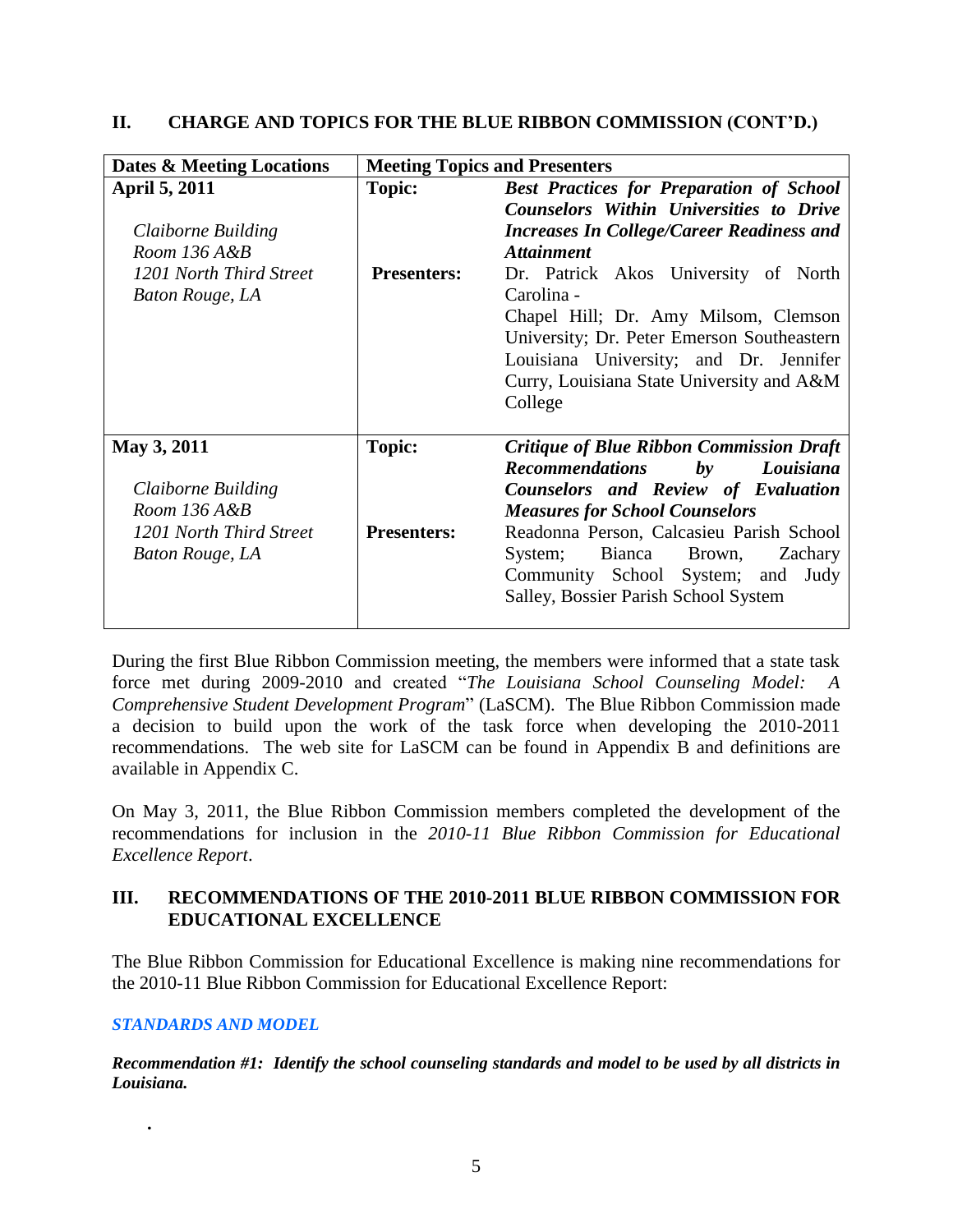## II. CHARGE AND TOPICS FOR THE BLUE RIBBON COMMISSION (CONT'D.)

| Dates & Meeting Locations | Meeting Topics and Presenters | |
|---|---|---|
| **April 5, 2011**<br><br>*Claiborne Building*<br>*Room 136 A&B*<br>*1201 North Third Street*<br>*Baton Rouge, LA* | **Topic:**<br><br><br><br>**Presenters:** | ***Best Practices for Preparation of School Counselors Within Universities to Drive Increases In College/Career Readiness and Attainment***<br><br>Dr. Patrick Akos University of North Carolina - Chapel Hill; Dr. Amy Milsom, Clemson University; Dr. Peter Emerson Southeastern Louisiana University; and Dr. Jennifer Curry, Louisiana State University and A&M College |
| **May 3, 2011**<br><br>*Claiborne Building*<br>*Room 136 A&B*<br>*1201 North Third Street*<br>*Baton Rouge, LA* | **Topic:**<br><br><br><br>**Presenters:** | ***Critique of Blue Ribbon Commission Draft Recommendations by Louisiana Counselors and Review of Evaluation Measures for School Counselors***<br><br>Readonna Person, Calcasieu Parish School System; Bianca Brown, Zachary Community School System; and Judy Salley, Bossier Parish School System |

During the first Blue Ribbon Commission meeting, the members were informed that a state task force met during 2009-2010 and created "*The Louisiana School Counseling Model: A Comprehensive Student Development Program*" (LaSCM). The Blue Ribbon Commission made a decision to build upon the work of the task force when developing the 2010-2011 recommendations. The web site for LaSCM can be found in Appendix B and definitions are available in Appendix C.

On May 3, 2011, the Blue Ribbon Commission members completed the development of the recommendations for inclusion in the *2010-11 Blue Ribbon Commission for Educational Excellence Report*.

## III. RECOMMENDATIONS OF THE 2010-2011 BLUE RIBBON COMMISSION FOR EDUCATIONAL EXCELLENCE

The Blue Ribbon Commission for Educational Excellence is making nine recommendations for the 2010-11 Blue Ribbon Commission for Educational Excellence Report:

***STANDARDS AND MODEL***

***Recommendation #1: Identify the school counseling standards and model to be used by all districts in Louisiana.***

.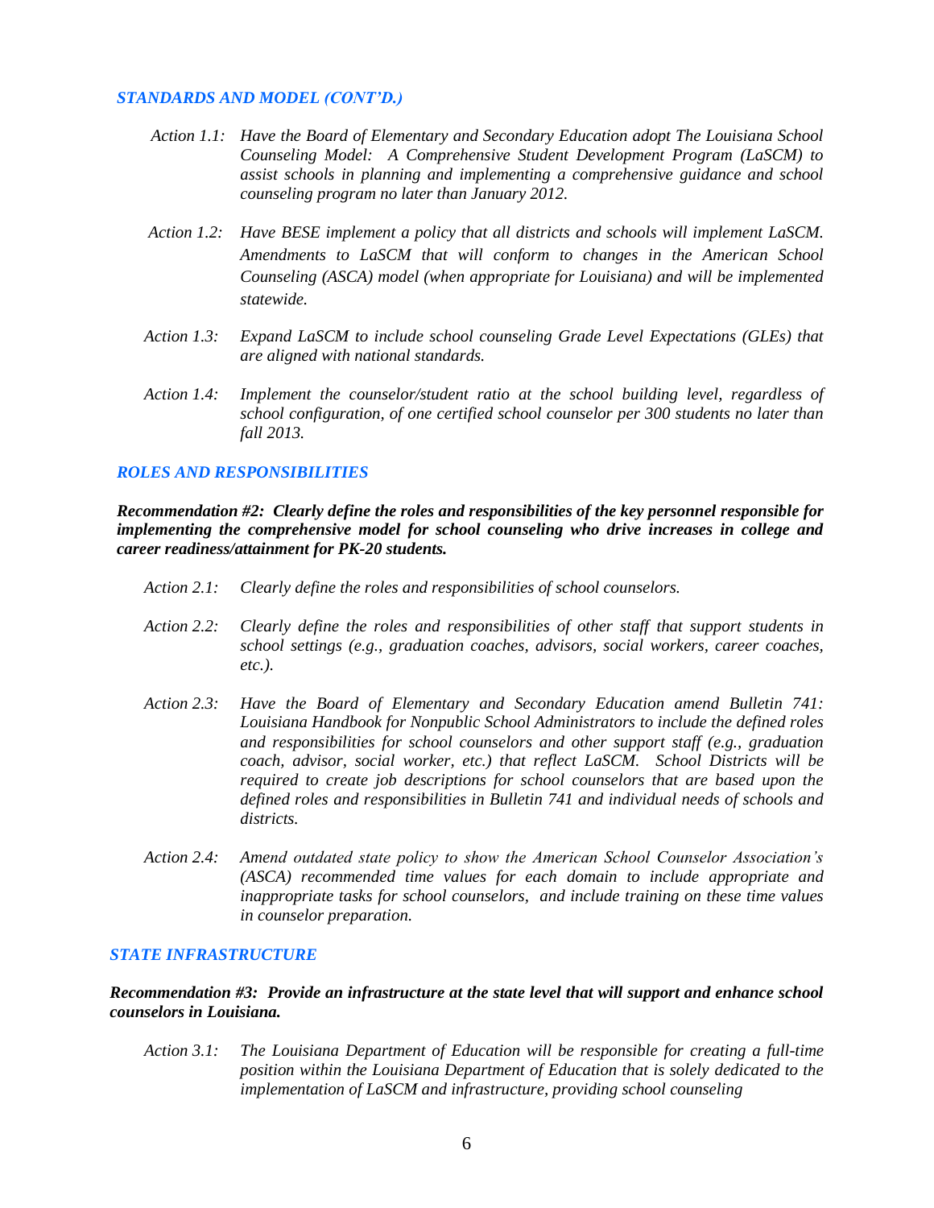### *STANDARDS AND MODEL (CONT'D.)*

*Action 1.1: Have the Board of Elementary and Secondary Education adopt The Louisiana School Counseling Model: A Comprehensive Student Development Program (LaSCM) to assist schools in planning and implementing a comprehensive guidance and school counseling program no later than January 2012.*

*Action 1.2: Have BESE implement a policy that all districts and schools will implement LaSCM. Amendments to LaSCM that will conform to changes in the American School Counseling (ASCA) model (when appropriate for Louisiana) and will be implemented statewide.*

*Action 1.3: Expand LaSCM to include school counseling Grade Level Expectations (GLEs) that are aligned with national standards.*

*Action 1.4: Implement the counselor/student ratio at the school building level, regardless of school configuration, of one certified school counselor per 300 students no later than fall 2013.*

### *ROLES AND RESPONSIBILITIES*

***Recommendation #2: Clearly define the roles and responsibilities of the key personnel responsible for implementing the comprehensive model for school counseling who drive increases in college and career readiness/attainment for PK-20 students.***

*Action 2.1: Clearly define the roles and responsibilities of school counselors.*

*Action 2.2: Clearly define the roles and responsibilities of other staff that support students in school settings (e.g., graduation coaches, advisors, social workers, career coaches, etc.).*

*Action 2.3: Have the Board of Elementary and Secondary Education amend Bulletin 741: Louisiana Handbook for Nonpublic School Administrators to include the defined roles and responsibilities for school counselors and other support staff (e.g., graduation coach, advisor, social worker, etc.) that reflect LaSCM. School Districts will be required to create job descriptions for school counselors that are based upon the defined roles and responsibilities in Bulletin 741 and individual needs of schools and districts.*

*Action 2.4: Amend outdated state policy to show the American School Counselor Association's (ASCA) recommended time values for each domain to include appropriate and inappropriate tasks for school counselors, and include training on these time values in counselor preparation.*

### *STATE INFRASTRUCTURE*

***Recommendation #3: Provide an infrastructure at the state level that will support and enhance school counselors in Louisiana.***

*Action 3.1: The Louisiana Department of Education will be responsible for creating a full-time position within the Louisiana Department of Education that is solely dedicated to the implementation of LaSCM and infrastructure, providing school counseling*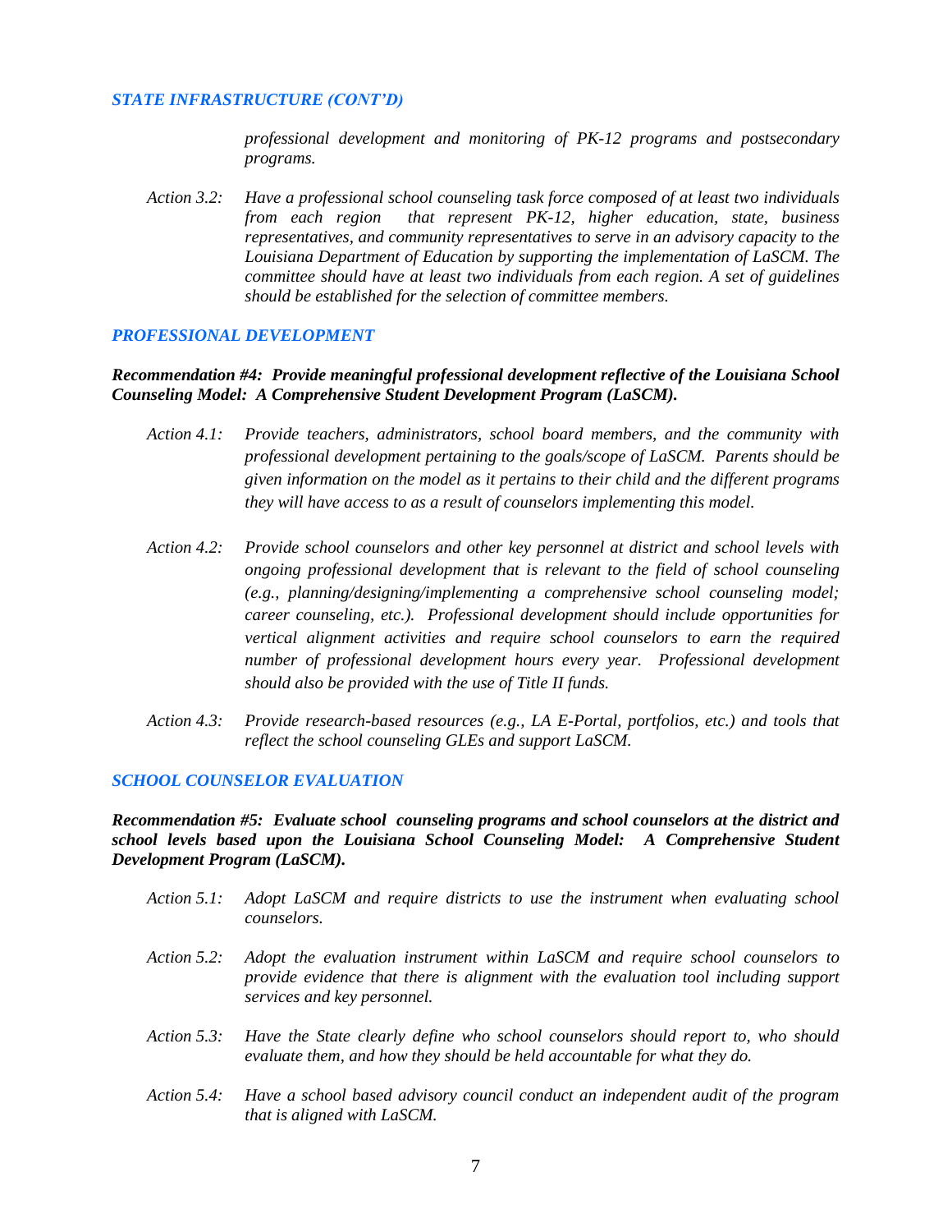### *STATE INFRASTRUCTURE (CONT'D)*

*professional development and monitoring of PK-12 programs and postsecondary programs.*

*Action 3.2:* *Have a professional school counseling task force composed of at least two individuals from each region that represent PK-12, higher education, state, business representatives, and community representatives to serve in an advisory capacity to the Louisiana Department of Education by supporting the implementation of LaSCM. The committee should have at least two individuals from each region. A set of guidelines should be established for the selection of committee members.*

### *PROFESSIONAL DEVELOPMENT*

***Recommendation #4: Provide meaningful professional development reflective of the Louisiana School Counseling Model: A Comprehensive Student Development Program (LaSCM).***

*Action 4.1:* *Provide teachers, administrators, school board members, and the community with professional development pertaining to the goals/scope of LaSCM. Parents should be given information on the model as it pertains to their child and the different programs they will have access to as a result of counselors implementing this model.*

*Action 4.2:* *Provide school counselors and other key personnel at district and school levels with ongoing professional development that is relevant to the field of school counseling (e.g., planning/designing/implementing a comprehensive school counseling model; career counseling, etc.). Professional development should include opportunities for vertical alignment activities and require school counselors to earn the required number of professional development hours every year. Professional development should also be provided with the use of Title II funds.*

*Action 4.3:* *Provide research-based resources (e.g., LA E-Portal, portfolios, etc.) and tools that reflect the school counseling GLEs and support LaSCM.*

### *SCHOOL COUNSELOR EVALUATION*

***Recommendation #5: Evaluate school counseling programs and school counselors at the district and school levels based upon the Louisiana School Counseling Model: A Comprehensive Student Development Program (LaSCM).***

*Action 5.1:* *Adopt LaSCM and require districts to use the instrument when evaluating school counselors.*

*Action 5.2:* *Adopt the evaluation instrument within LaSCM and require school counselors to provide evidence that there is alignment with the evaluation tool including support services and key personnel.*

*Action 5.3:* *Have the State clearly define who school counselors should report to, who should evaluate them, and how they should be held accountable for what they do.*

*Action 5.4:* *Have a school based advisory council conduct an independent audit of the program that is aligned with LaSCM.*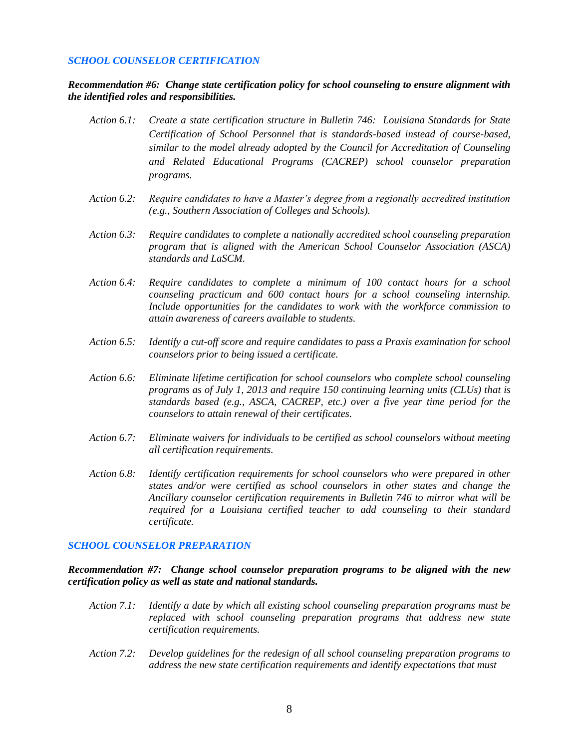## *SCHOOL COUNSELOR CERTIFICATION*

***Recommendation #6: Change state certification policy for school counseling to ensure alignment with the identified roles and responsibilities.***

*Action 6.1:* *Create a state certification structure in Bulletin 746: Louisiana Standards for State Certification of School Personnel that is standards-based instead of course-based, similar to the model already adopted by the Council for Accreditation of Counseling and Related Educational Programs (CACREP) school counselor preparation programs.*

*Action 6.2:* *Require candidates to have a Master's degree from a regionally accredited institution (e.g., Southern Association of Colleges and Schools).*

*Action 6.3:* *Require candidates to complete a nationally accredited school counseling preparation program that is aligned with the American School Counselor Association (ASCA) standards and LaSCM.*

*Action 6.4:* *Require candidates to complete a minimum of 100 contact hours for a school counseling practicum and 600 contact hours for a school counseling internship. Include opportunities for the candidates to work with the workforce commission to attain awareness of careers available to students.*

*Action 6.5:* *Identify a cut-off score and require candidates to pass a Praxis examination for school counselors prior to being issued a certificate.*

*Action 6.6:* *Eliminate lifetime certification for school counselors who complete school counseling programs as of July 1, 2013 and require 150 continuing learning units (CLUs) that is standards based (e.g., ASCA, CACREP, etc.) over a five year time period for the counselors to attain renewal of their certificates.*

*Action 6.7:* *Eliminate waivers for individuals to be certified as school counselors without meeting all certification requirements.*

*Action 6.8:* *Identify certification requirements for school counselors who were prepared in other states and/or were certified as school counselors in other states and change the Ancillary counselor certification requirements in Bulletin 746 to mirror what will be required for a Louisiana certified teacher to add counseling to their standard certificate.*

## *SCHOOL COUNSELOR PREPARATION*

***Recommendation #7: Change school counselor preparation programs to be aligned with the new certification policy as well as state and national standards.***

*Action 7.1:* *Identify a date by which all existing school counseling preparation programs must be replaced with school counseling preparation programs that address new state certification requirements.*

*Action 7.2:* *Develop guidelines for the redesign of all school counseling preparation programs to address the new state certification requirements and identify expectations that must*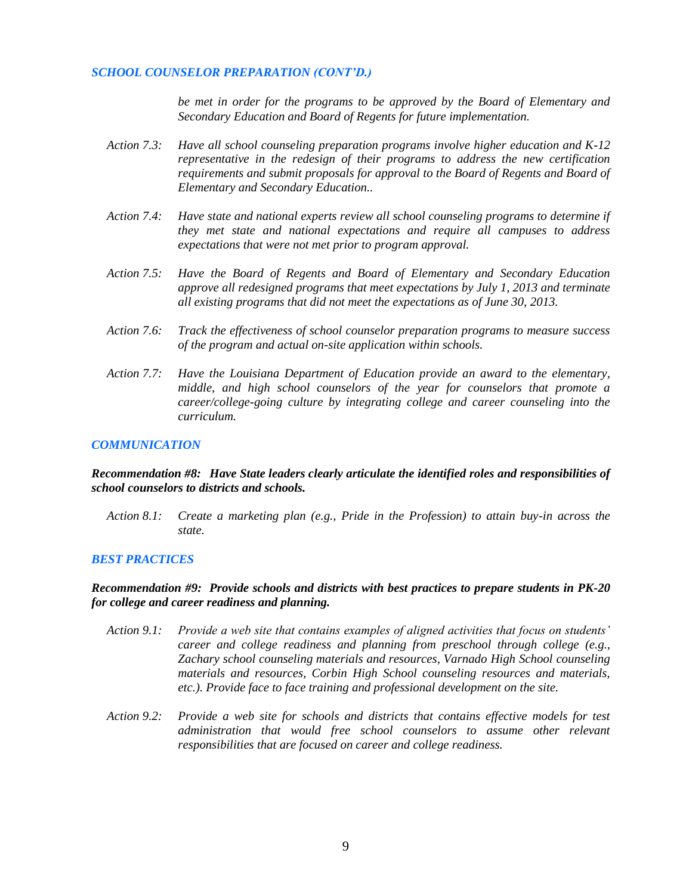### *SCHOOL COUNSELOR PREPARATION (CONT'D.)*

*be met in order for the programs to be approved by the Board of Elementary and Secondary Education and Board of Regents for future implementation.*

*Action 7.3:* *Have all school counseling preparation programs involve higher education and K-12 representative in the redesign of their programs to address the new certification requirements and submit proposals for approval to the Board of Regents and Board of Elementary and Secondary Education..*

*Action 7.4:* *Have state and national experts review all school counseling programs to determine if they met state and national expectations and require all campuses to address expectations that were not met prior to program approval.*

*Action 7.5:* *Have the Board of Regents and Board of Elementary and Secondary Education approve all redesigned programs that meet expectations by July 1, 2013 and terminate all existing programs that did not meet the expectations as of June 30, 2013.*

*Action 7.6:* *Track the effectiveness of school counselor preparation programs to measure success of the program and actual on-site application within schools.*

*Action 7.7:* *Have the Louisiana Department of Education provide an award to the elementary, middle, and high school counselors of the year for counselors that promote a career/college-going culture by integrating college and career counseling into the curriculum.*

### *COMMUNICATION*

***Recommendation #8: Have State leaders clearly articulate the identified roles and responsibilities of school counselors to districts and schools.***

*Action 8.1:* *Create a marketing plan (e.g., Pride in the Profession) to attain buy-in across the state.*

### *BEST PRACTICES*

***Recommendation #9: Provide schools and districts with best practices to prepare students in PK-20 for college and career readiness and planning.***

*Action 9.1:* *Provide a web site that contains examples of aligned activities that focus on students' career and college readiness and planning from preschool through college (e.g., Zachary school counseling materials and resources, Varnado High School counseling materials and resources, Corbin High School counseling resources and materials, etc.). Provide face to face training and professional development on the site.*

*Action 9.2:* *Provide a web site for schools and districts that contains effective models for test administration that would free school counselors to assume other relevant responsibilities that are focused on career and college readiness.*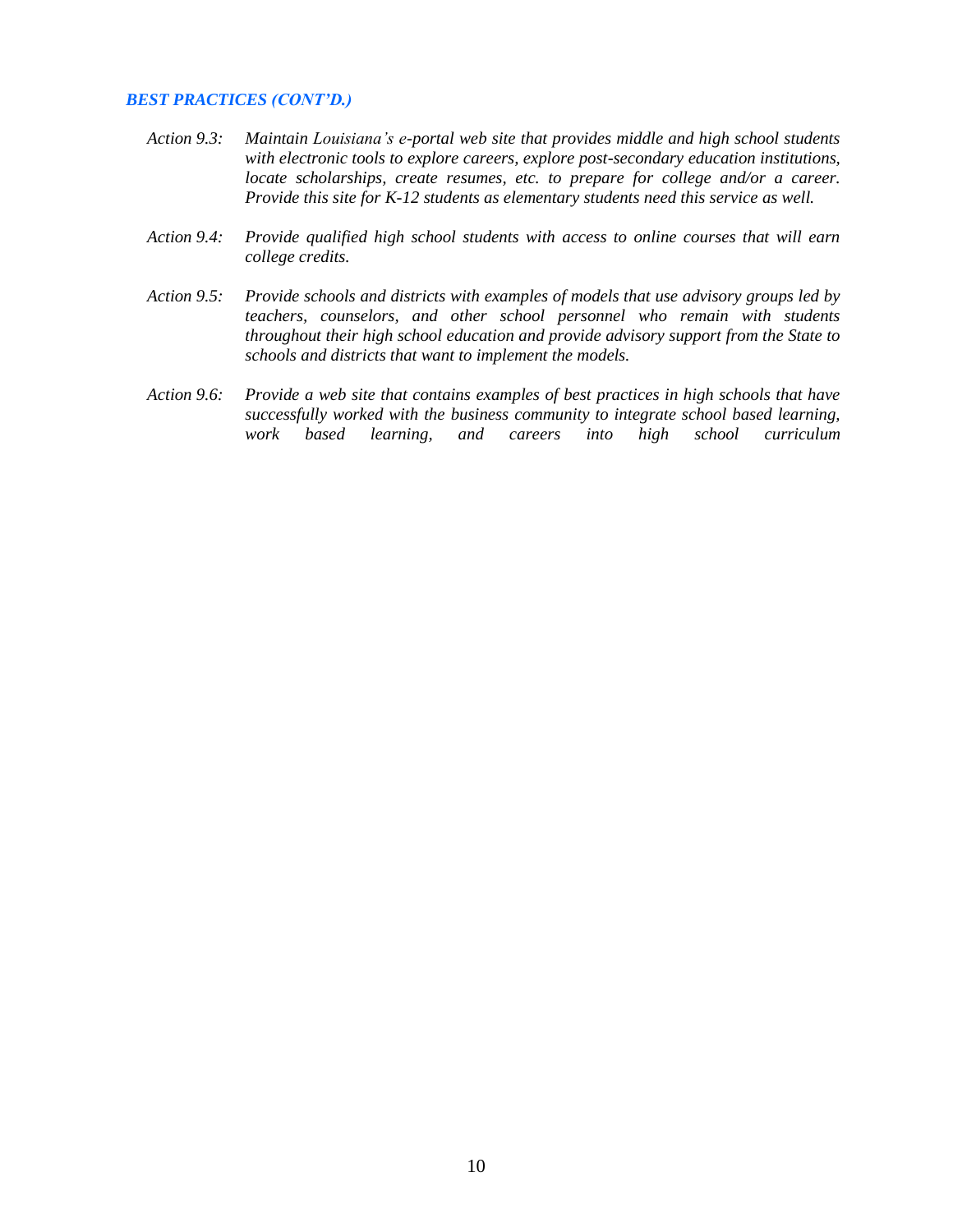### *BEST PRACTICES (CONT'D.)*

*Action 9.3:* *Maintain Louisiana's e-portal web site that provides middle and high school students with electronic tools to explore careers, explore post-secondary education institutions, locate scholarships, create resumes, etc. to prepare for college and/or a career. Provide this site for K-12 students as elementary students need this service as well.*

*Action 9.4:* *Provide qualified high school students with access to online courses that will earn college credits.*

*Action 9.5:* *Provide schools and districts with examples of models that use advisory groups led by teachers, counselors, and other school personnel who remain with students throughout their high school education and provide advisory support from the State to schools and districts that want to implement the models.*

*Action 9.6:* *Provide a web site that contains examples of best practices in high schools that have successfully worked with the business community to integrate school based learning, work based learning, and careers into high school curriculum*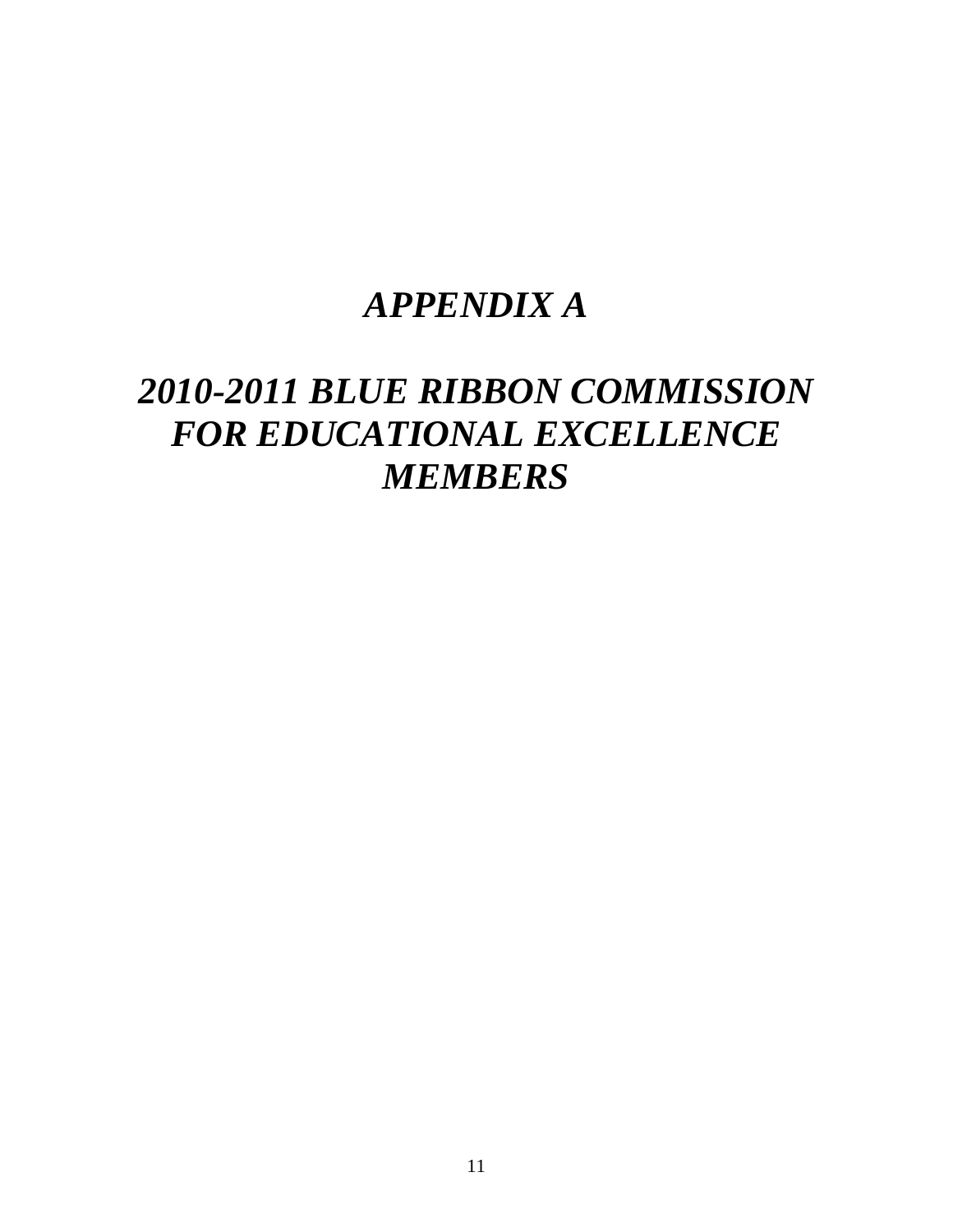# *APPENDIX A*

# *2010-2011 BLUE RIBBON COMMISSION FOR EDUCATIONAL EXCELLENCE MEMBERS*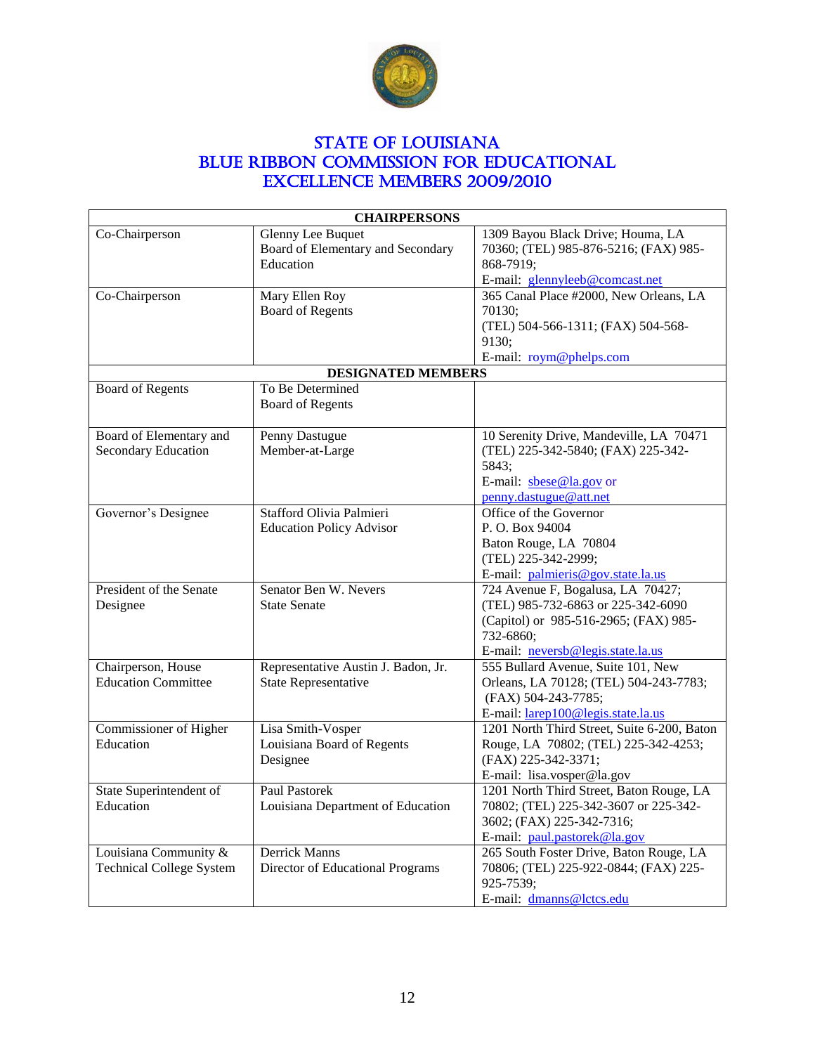# STATE OF LOUISIANA
# BLUE RIBBON COMMISSION FOR EDUCATIONAL EXCELLENCE MEMBERS 2009/2010

| CHAIRPERSONS | | |
|---|---|---|
| Co-Chairperson | Glenny Lee Buquet<br>Board of Elementary and Secondary Education | 1309 Bayou Black Drive; Houma, LA 70360; (TEL) 985-876-5216; (FAX) 985-868-7919;<br>E-mail: glennyleeb@comcast.net |
| Co-Chairperson | Mary Ellen Roy<br>Board of Regents | 365 Canal Place #2000, New Orleans, LA 70130;<br>(TEL) 504-566-1311; (FAX) 504-568-9130;<br>E-mail: roym@phelps.com |
| **DESIGNATED MEMBERS** | | |
| Board of Regents | To Be Determined<br>Board of Regents | |
| Board of Elementary and Secondary Education | Penny Dastugue<br>Member-at-Large | 10 Serenity Drive, Mandeville, LA 70471 (TEL) 225-342-5840; (FAX) 225-342-5843;<br>E-mail: sbese@la.gov or penny.dastugue@att.net |
| Governor's Designee | Stafford Olivia Palmieri<br>Education Policy Advisor | Office of the Governor<br>P. O. Box 94004<br>Baton Rouge, LA 70804<br>(TEL) 225-342-2999;<br>E-mail: palmieris@gov.state.la.us |
| President of the Senate Designee | Senator Ben W. Nevers<br>State Senate | 724 Avenue F, Bogalusa, LA 70427; (TEL) 985-732-6863 or 225-342-6090 (Capitol) or 985-516-2965; (FAX) 985-732-6860;<br>E-mail: neversb@legis.state.la.us |
| Chairperson, House Education Committee | Representative Austin J. Badon, Jr.<br>State Representative | 555 Bullard Avenue, Suite 101, New Orleans, LA 70128; (TEL) 504-243-7783; (FAX) 504-243-7785;<br>E-mail: larep100@legis.state.la.us |
| Commissioner of Higher Education | Lisa Smith-Vosper<br>Louisiana Board of Regents Designee | 1201 North Third Street, Suite 6-200, Baton Rouge, LA 70802; (TEL) 225-342-4253; (FAX) 225-342-3371;<br>E-mail: lisa.vosper@la.gov |
| State Superintendent of Education | Paul Pastorek<br>Louisiana Department of Education | 1201 North Third Street, Baton Rouge, LA 70802; (TEL) 225-342-3607 or 225-342-3602; (FAX) 225-342-7316;<br>E-mail: paul.pastorek@la.gov |
| Louisiana Community & Technical College System | Derrick Manns<br>Director of Educational Programs | 265 South Foster Drive, Baton Rouge, LA 70806; (TEL) 225-922-0844; (FAX) 225-925-7539;<br>E-mail: dmanns@lctcs.edu |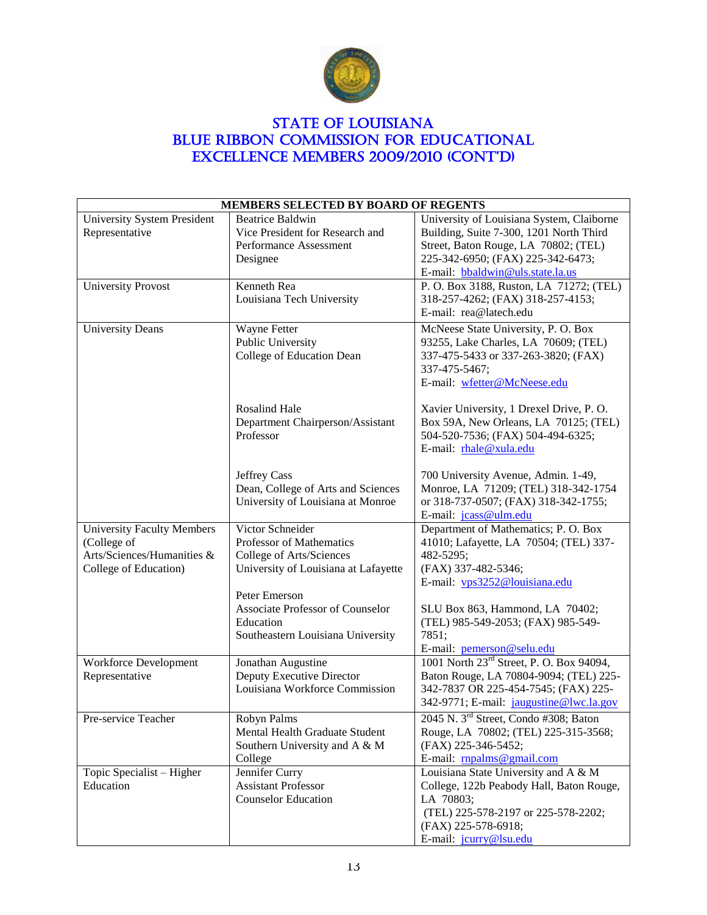# STATE OF LOUISIANA
# BLUE RIBBON COMMISSION FOR EDUCATIONAL EXCELLENCE MEMBERS 2009/2010 (CONT'D)

| MEMBERS SELECTED BY BOARD OF REGENTS | | |
|---|---|---|
| University System President Representative | Beatrice Baldwin<br>Vice President for Research and Performance Assessment<br>Designee | University of Louisiana System, Claiborne Building, Suite 7-300, 1201 North Third Street, Baton Rouge, LA 70802; (TEL) 225-342-6950; (FAX) 225-342-6473;<br>E-mail: bbaldwin@uls.state.la.us |
| University Provost | Kenneth Rea<br>Louisiana Tech University | P. O. Box 3188, Ruston, LA 71272; (TEL) 318-257-4262; (FAX) 318-257-4153;<br>E-mail: rea@latech.edu |
| University Deans | Wayne Fetter<br>Public University<br>College of Education Dean<br><br>Rosalind Hale<br>Department Chairperson/Assistant Professor<br><br>Jeffrey Cass<br>Dean, College of Arts and Sciences<br>University of Louisiana at Monroe | McNeese State University, P. O. Box 93255, Lake Charles, LA 70609; (TEL) 337-475-5433 or 337-263-3820; (FAX) 337-475-5467;<br>E-mail: wfetter@McNeese.edu<br><br>Xavier University, 1 Drexel Drive, P. O. Box 59A, New Orleans, LA 70125; (TEL) 504-520-7536; (FAX) 504-494-6325;<br>E-mail: rhale@xula.edu<br><br>700 University Avenue, Admin. 1-49, Monroe, LA 71209; (TEL) 318-342-1754 or 318-737-0507; (FAX) 318-342-1755;<br>E-mail: jcass@ulm.edu |
| University Faculty Members (College of Arts/Sciences/Humanities & College of Education) | Victor Schneider<br>Professor of Mathematics<br>College of Arts/Sciences<br>University of Louisiana at Lafayette<br><br>Peter Emerson<br>Associate Professor of Counselor Education<br>Southeastern Louisiana University | Department of Mathematics; P. O. Box 41010; Lafayette, LA 70504; (TEL) 337-482-5295;<br>(FAX) 337-482-5346;<br>E-mail: vps3252@louisiana.edu<br><br>SLU Box 863, Hammond, LA 70402; (TEL) 985-549-2053; (FAX) 985-549-7851;<br>E-mail: pemerson@selu.edu |
| Workforce Development Representative | Jonathan Augustine<br>Deputy Executive Director<br>Louisiana Workforce Commission | 1001 North 23rd Street, P. O. Box 94094, Baton Rouge, LA 70804-9094; (TEL) 225-342-7837 OR 225-454-7545; (FAX) 225-342-9771; E-mail: jaugustine@lwc.la.gov |
| Pre-service Teacher | Robyn Palms<br>Mental Health Graduate Student<br>Southern University and A & M College | 2045 N. 3rd Street, Condo #308; Baton Rouge, LA 70802; (TEL) 225-315-3568; (FAX) 225-346-5452;<br>E-mail: rnpalms@gmail.com |
| Topic Specialist – Higher Education | Jennifer Curry<br>Assistant Professor<br>Counselor Education | Louisiana State University and A & M College, 122b Peabody Hall, Baton Rouge, LA 70803;<br>(TEL) 225-578-2197 or 225-578-2202; (FAX) 225-578-6918;<br>E-mail: jcurry@lsu.edu |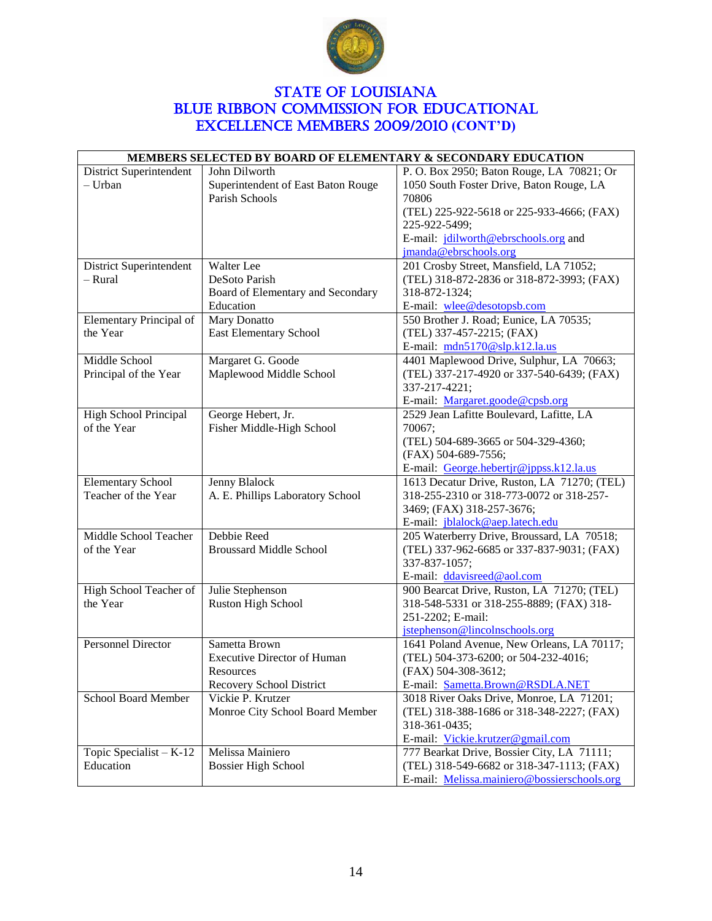# STATE OF LOUISIANA
# BLUE RIBBON COMMISSION FOR EDUCATIONAL EXCELLENCE MEMBERS 2009/2010 (CONT'D)

| MEMBERS SELECTED BY BOARD OF ELEMENTARY & SECONDARY EDUCATION | | |
|---|---|---|
| District Superintendent – Urban | John Dilworth<br>Superintendent of East Baton Rouge Parish Schools | P. O. Box 2950; Baton Rouge, LA 70821; Or 1050 South Foster Drive, Baton Rouge, LA 70806<br>(TEL) 225-922-5618 or 225-933-4666; (FAX) 225-922-5499;<br>E-mail: jdilworth@ebrschools.org and jmanda@ebrschools.org |
| District Superintendent – Rural | Walter Lee<br>DeSoto Parish<br>Board of Elementary and Secondary Education | 201 Crosby Street, Mansfield, LA 71052;<br>(TEL) 318-872-2836 or 318-872-3993; (FAX) 318-872-1324;<br>E-mail: wlee@desotopsb.com |
| Elementary Principal of the Year | Mary Donatto<br>East Elementary School | 550 Brother J. Road; Eunice, LA 70535;<br>(TEL) 337-457-2215; (FAX)<br>E-mail: mdn5170@slp.k12.la.us |
| Middle School Principal of the Year | Margaret G. Goode<br>Maplewood Middle School | 4401 Maplewood Drive, Sulphur, LA 70663;<br>(TEL) 337-217-4920 or 337-540-6439; (FAX) 337-217-4221;<br>E-mail: Margaret.goode@cpsb.org |
| High School Principal of the Year | George Hebert, Jr.<br>Fisher Middle-High School | 2529 Jean Lafitte Boulevard, Lafitte, LA 70067;<br>(TEL) 504-689-3665 or 504-329-4360;<br>(FAX) 504-689-7556;<br>E-mail: George.hebertjr@jppss.k12.la.us |
| Elementary School Teacher of the Year | Jenny Blalock<br>A. E. Phillips Laboratory School | 1613 Decatur Drive, Ruston, LA 71270; (TEL) 318-255-2310 or 318-773-0072 or 318-257-3469; (FAX) 318-257-3676;<br>E-mail: jblalock@aep.latech.edu |
| Middle School Teacher of the Year | Debbie Reed<br>Broussard Middle School | 205 Waterberry Drive, Broussard, LA 70518;<br>(TEL) 337-962-6685 or 337-837-9031; (FAX) 337-837-1057;<br>E-mail: ddavisreed@aol.com |
| High School Teacher of the Year | Julie Stephenson<br>Ruston High School | 900 Bearcat Drive, Ruston, LA 71270; (TEL) 318-548-5331 or 318-255-8889; (FAX) 318-251-2202; E-mail: jstephenson@lincolnschools.org |
| Personnel Director | Sametta Brown<br>Executive Director of Human Resources<br>Recovery School District | 1641 Poland Avenue, New Orleans, LA 70117;<br>(TEL) 504-373-6200; or 504-232-4016;<br>(FAX) 504-308-3612;<br>E-mail: Sametta.Brown@RSDLA.NET |
| School Board Member | Vickie P. Krutzer<br>Monroe City School Board Member | 3018 River Oaks Drive, Monroe, LA 71201;<br>(TEL) 318-388-1686 or 318-348-2227; (FAX) 318-361-0435;<br>E-mail: Vickie.krutzer@gmail.com |
| Topic Specialist – K-12 Education | Melissa Mainiero<br>Bossier High School | 777 Bearkat Drive, Bossier City, LA 71111;<br>(TEL) 318-549-6682 or 318-347-1113; (FAX)<br>E-mail: Melissa.mainiero@bossierschools.org |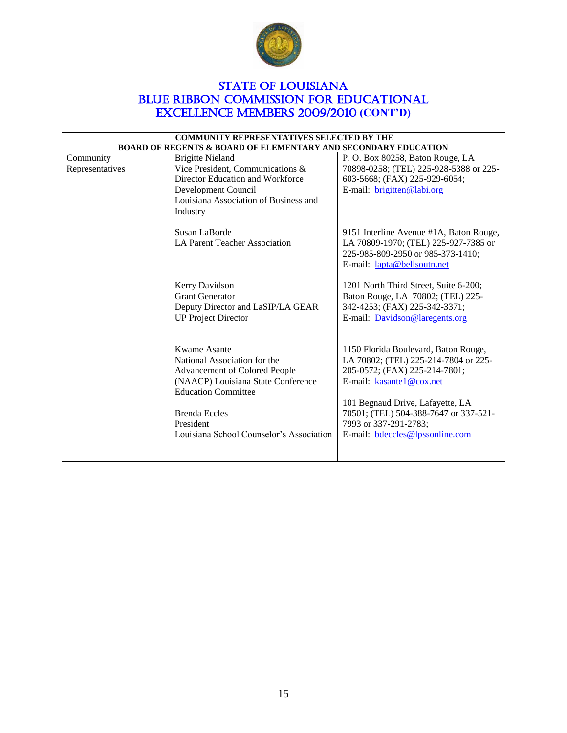# STATE OF LOUISIANA
# BLUE RIBBON COMMISSION FOR EDUCATIONAL EXCELLENCE MEMBERS 2009/2010 (CONT'D)

| COMMUNITY REPRESENTATIVES SELECTED BY THE BOARD OF REGENTS & BOARD OF ELEMENTARY AND SECONDARY EDUCATION | | |
|---|---|---|
| Community Representatives | Brigitte Nieland<br>Vice President, Communications & Director Education and Workforce Development Council<br>Louisiana Association of Business and Industry | P. O. Box 80258, Baton Rouge, LA 70898-0258; (TEL) 225-928-5388 or 225-603-5668; (FAX) 225-929-6054;<br>E-mail: brigitten@labi.org |
| | Susan LaBorde<br>LA Parent Teacher Association | 9151 Interline Avenue #1A, Baton Rouge, LA 70809-1970; (TEL) 225-927-7385 or 225-985-809-2950 or 985-373-1410;<br>E-mail: lapta@bellsoutn.net |
| | Kerry Davidson<br>Grant Generator<br>Deputy Director and LaSIP/LA GEAR UP Project Director | 1201 North Third Street, Suite 6-200; Baton Rouge, LA 70802; (TEL) 225-342-4253; (FAX) 225-342-3371;<br>E-mail: Davidson@laregents.org |
| | Kwame Asante<br>National Association for the Advancement of Colored People (NAACP) Louisiana State Conference Education Committee | 1150 Florida Boulevard, Baton Rouge, LA 70802; (TEL) 225-214-7804 or 225-205-0572; (FAX) 225-214-7801;<br>E-mail: kasante1@cox.net |
| | Brenda Eccles<br>President<br>Louisiana School Counselor's Association | 101 Begnaud Drive, Lafayette, LA 70501; (TEL) 504-388-7647 or 337-521-7993 or 337-291-2783;<br>E-mail: bdeccles@lpssonline.com |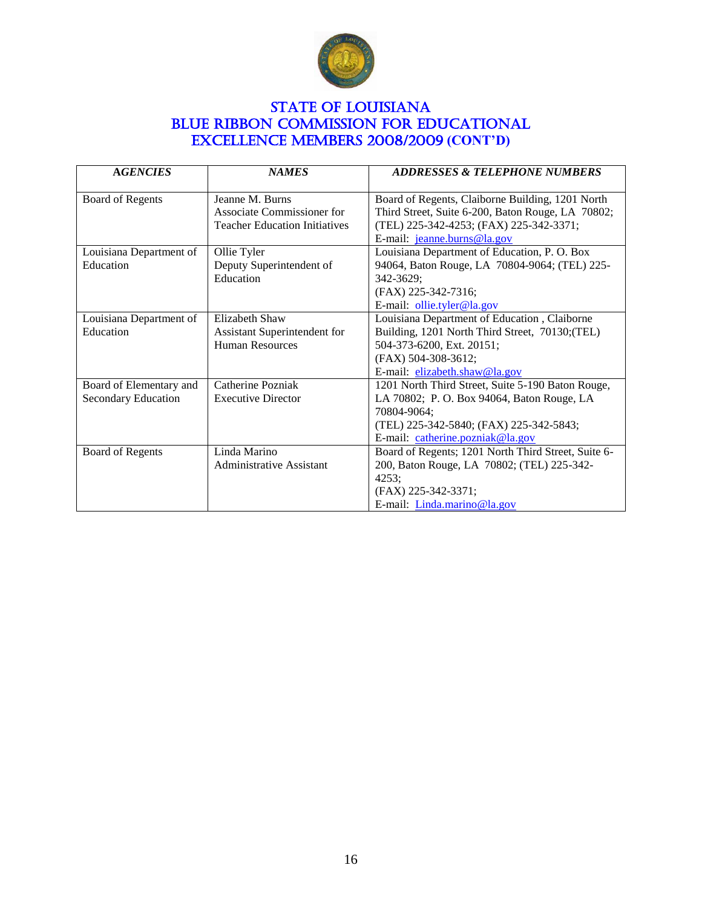# STATE OF LOUISIANA
# BLUE RIBBON COMMISSION FOR EDUCATIONAL EXCELLENCE MEMBERS 2008/2009 (CONT'D)

| *AGENCIES* | *NAMES* | *ADDRESSES & TELEPHONE NUMBERS* |
|---|---|---|
| Board of Regents | Jeanne M. Burns<br>Associate Commissioner for Teacher Education Initiatives | Board of Regents, Claiborne Building, 1201 North Third Street, Suite 6-200, Baton Rouge, LA 70802; (TEL) 225-342-4253; (FAX) 225-342-3371;<br>E-mail: jeanne.burns@la.gov |
| Louisiana Department of Education | Ollie Tyler<br>Deputy Superintendent of Education | Louisiana Department of Education, P. O. Box 94064, Baton Rouge, LA 70804-9064; (TEL) 225-342-3629;<br>(FAX) 225-342-7316;<br>E-mail: ollie.tyler@la.gov |
| Louisiana Department of Education | Elizabeth Shaw<br>Assistant Superintendent for Human Resources | Louisiana Department of Education , Claiborne Building, 1201 North Third Street, 70130;(TEL) 504-373-6200, Ext. 20151;<br>(FAX) 504-308-3612;<br>E-mail: elizabeth.shaw@la.gov |
| Board of Elementary and Secondary Education | Catherine Pozniak<br>Executive Director | 1201 North Third Street, Suite 5-190 Baton Rouge, LA 70802; P. O. Box 94064, Baton Rouge, LA 70804-9064;<br>(TEL) 225-342-5840; (FAX) 225-342-5843;<br>E-mail: catherine.pozniak@la.gov |
| Board of Regents | Linda Marino<br>Administrative Assistant | Board of Regents; 1201 North Third Street, Suite 6-200, Baton Rouge, LA 70802; (TEL) 225-342-4253;<br>(FAX) 225-342-3371;<br>E-mail: Linda.marino@la.gov |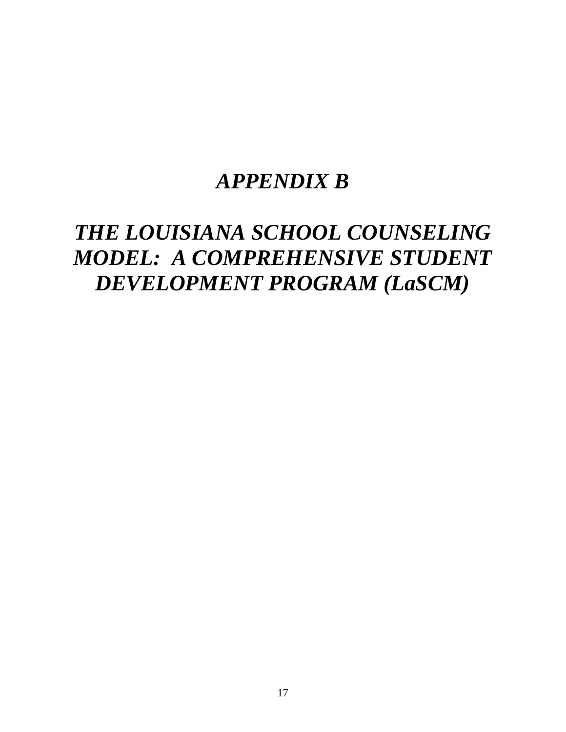# *APPENDIX B*

# *THE LOUISIANA SCHOOL COUNSELING MODEL: A COMPREHENSIVE STUDENT DEVELOPMENT PROGRAM (LaSCM)*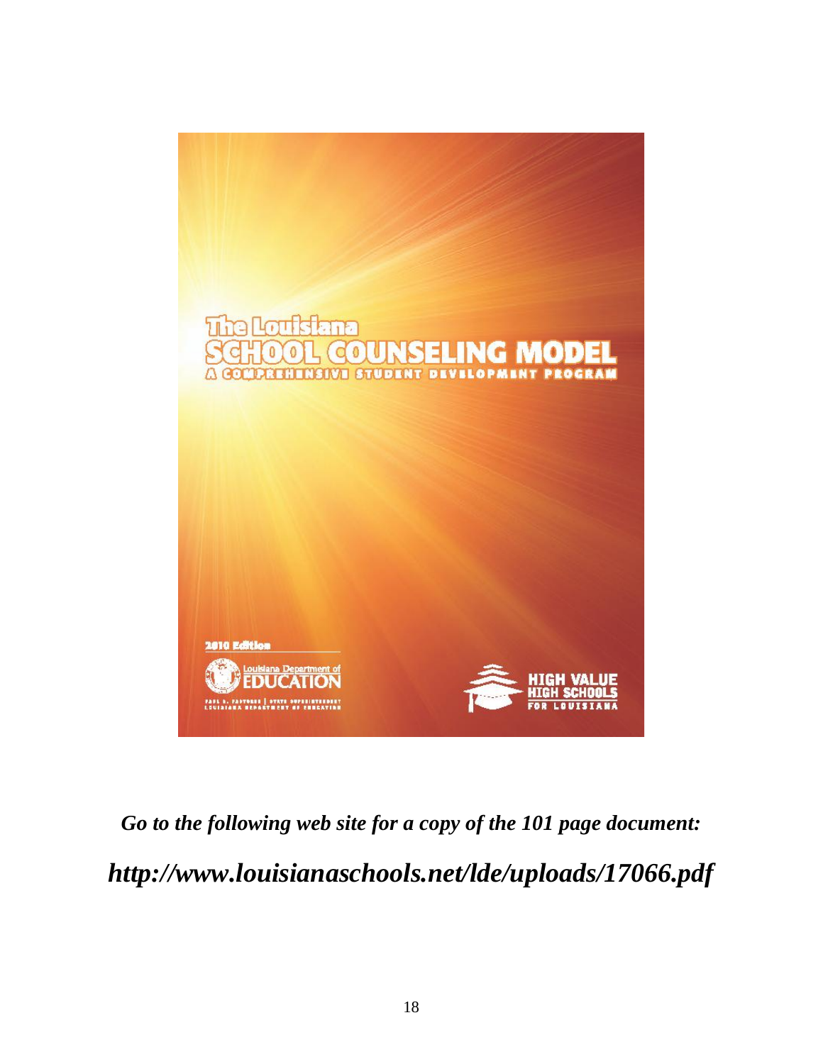# The Louisiana SCHOOL COUNSELING MODEL

A COMPREHENSIVE STUDENT DEVELOPMENT PROGRAM

2010 Edition

Louisiana Department of EDUCATION

PAUL G. PASTOREK | STATE SUPERINTENDENT
LOUISIANA DEPARTMENT OF EDUCATION

HIGH VALUE HIGH SCHOOLS FOR LOUISIANA

***Go to the following web site for a copy of the 101 page document:***

***http://www.louisianaschools.net/lde/uploads/17066.pdf***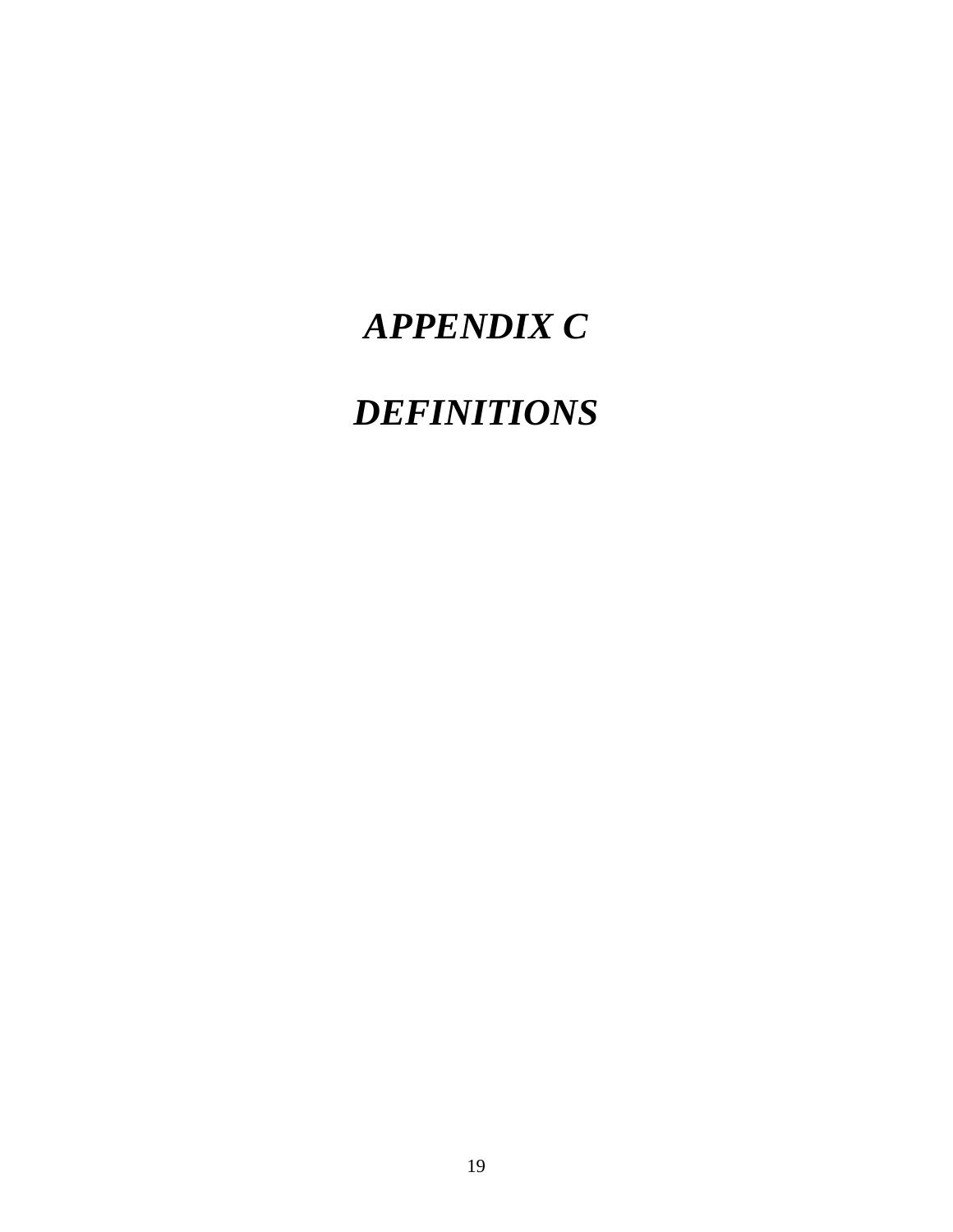# ***APPENDIX C***

# ***DEFINITIONS***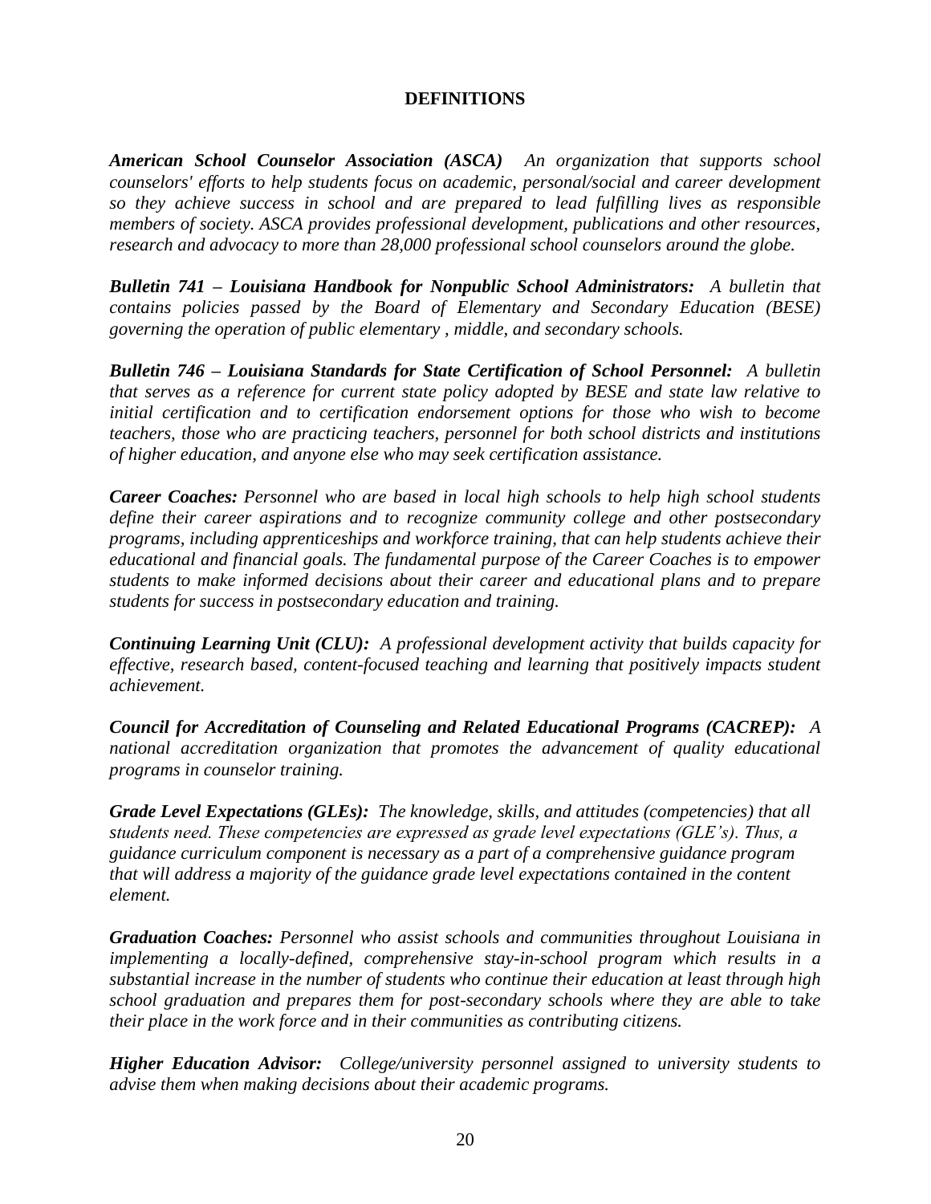# DEFINITIONS

***American School Counselor Association (ASCA)*** *An organization that supports school counselors' efforts to help students focus on academic, personal/social and career development so they achieve success in school and are prepared to lead fulfilling lives as responsible members of society. ASCA provides professional development, publications and other resources, research and advocacy to more than 28,000 professional school counselors around the globe.*

***Bulletin 741 – Louisiana Handbook for Nonpublic School Administrators:*** *A bulletin that contains policies passed by the Board of Elementary and Secondary Education (BESE) governing the operation of public elementary , middle, and secondary schools.*

***Bulletin 746 – Louisiana Standards for State Certification of School Personnel:*** *A bulletin that serves as a reference for current state policy adopted by BESE and state law relative to initial certification and to certification endorsement options for those who wish to become teachers, those who are practicing teachers, personnel for both school districts and institutions of higher education, and anyone else who may seek certification assistance.*

***Career Coaches:*** *Personnel who are based in local high schools to help high school students define their career aspirations and to recognize community college and other postsecondary programs, including apprenticeships and workforce training, that can help students achieve their educational and financial goals. The fundamental purpose of the Career Coaches is to empower students to make informed decisions about their career and educational plans and to prepare students for success in postsecondary education and training.*

***Continuing Learning Unit (CLU):*** *A professional development activity that builds capacity for effective, research based, content-focused teaching and learning that positively impacts student achievement.*

***Council for Accreditation of Counseling and Related Educational Programs (CACREP):*** *A national accreditation organization that promotes the advancement of quality educational programs in counselor training.*

***Grade Level Expectations (GLEs):*** *The knowledge, skills, and attitudes (competencies) that all students need. These competencies are expressed as grade level expectations (GLE's). Thus, a guidance curriculum component is necessary as a part of a comprehensive guidance program that will address a majority of the guidance grade level expectations contained in the content element.*

***Graduation Coaches:*** *Personnel who assist schools and communities throughout Louisiana in implementing a locally-defined, comprehensive stay-in-school program which results in a substantial increase in the number of students who continue their education at least through high school graduation and prepares them for post-secondary schools where they are able to take their place in the work force and in their communities as contributing citizens.*

***Higher Education Advisor:*** *College/university personnel assigned to university students to advise them when making decisions about their academic programs.*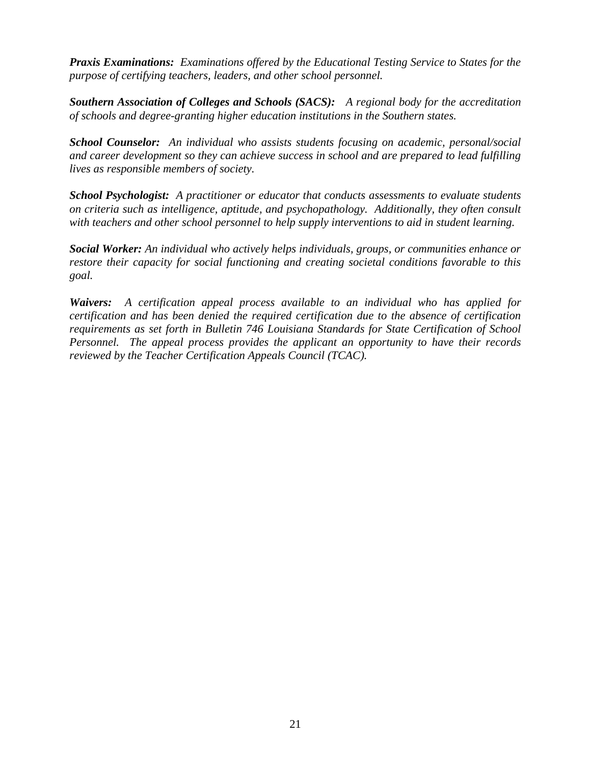***Praxis Examinations:*** *Examinations offered by the Educational Testing Service to States for the purpose of certifying teachers, leaders, and other school personnel.*

***Southern Association of Colleges and Schools (SACS):*** *A regional body for the accreditation of schools and degree-granting higher education institutions in the Southern states.*

***School Counselor:*** *An individual who assists students focusing on academic, personal/social and career development so they can achieve success in school and are prepared to lead fulfilling lives as responsible members of society.*

***School Psychologist:*** *A practitioner or educator that conducts assessments to evaluate students on criteria such as intelligence, aptitude, and psychopathology. Additionally, they often consult with teachers and other school personnel to help supply interventions to aid in student learning.*

***Social Worker:*** *An individual who actively helps individuals, groups, or communities enhance or restore their capacity for social functioning and creating societal conditions favorable to this goal.*

***Waivers:*** *A certification appeal process available to an individual who has applied for certification and has been denied the required certification due to the absence of certification requirements as set forth in Bulletin 746 Louisiana Standards for State Certification of School Personnel. The appeal process provides the applicant an opportunity to have their records reviewed by the Teacher Certification Appeals Council (TCAC).*